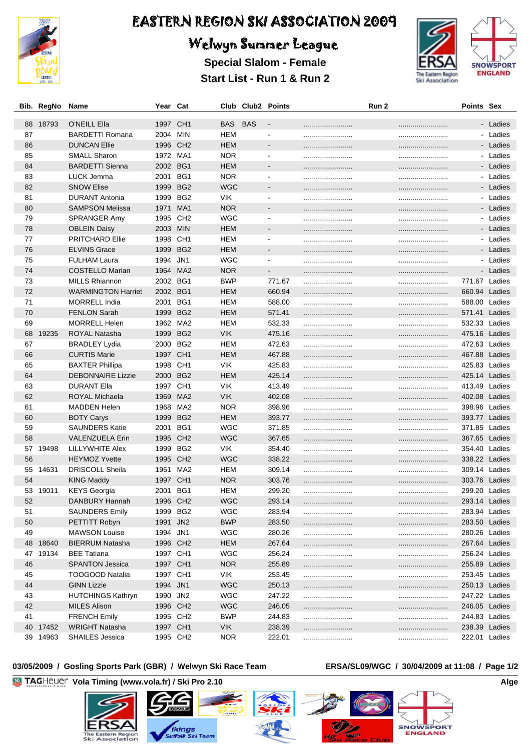# EASTERN REGION SKI ASSOCIATION 2009

## Welwyn Summer League

### Special Slalom - Female

### Start List - Run 1 & Run 2

| Bib. | RegNo | Name | Year | Cat | Club | Club2 | Points | | Run 2 | Points | Sex |
|---|---|---|---|---|---|---|---|---|---|---|---|
| 88 | 18793 | O'NEILL Ella | 1997 | CH1 | BAS | BAS | - | ......................... | ......................... | - | Ladies |
| 87 | | BARDETTI Romana | 2004 | MIN | HEM | | - | ......................... | ......................... | - | Ladies |
| 86 | | DUNCAN Ellie | 1996 | CH2 | HEM | | - | ......................... | ......................... | - | Ladies |
| 85 | | SMALL Sharon | 1972 | MA1 | NOR | | - | ......................... | ......................... | - | Ladies |
| 84 | | BARDETTI Sienna | 2002 | BG1 | HEM | | - | ......................... | ......................... | - | Ladies |
| 83 | | LUCK Jemma | 2001 | BG1 | NOR | | - | ......................... | ......................... | - | Ladies |
| 82 | | SNOW Elise | 1999 | BG2 | WGC | | - | ......................... | ......................... | - | Ladies |
| 81 | | DURANT Antonia | 1999 | BG2 | VIK | | - | ......................... | ......................... | - | Ladies |
| 80 | | SAMPSON Melissa | 1971 | MA1 | NOR | | - | ......................... | ......................... | - | Ladies |
| 79 | | SPRANGER Amy | 1995 | CH2 | WGC | | - | ......................... | ......................... | - | Ladies |
| 78 | | OBLEIN Daisy | 2003 | MIN | HEM | | - | ......................... | ......................... | - | Ladies |
| 77 | | PRITCHARD Ellie | 1998 | CH1 | HEM | | - | ......................... | ......................... | - | Ladies |
| 76 | | ELVINS Grace | 1999 | BG2 | HEM | | - | ......................... | ......................... | - | Ladies |
| 75 | | FULHAM Laura | 1994 | JN1 | WGC | | - | ......................... | ......................... | - | Ladies |
| 74 | | COSTELLO Marian | 1964 | MA2 | NOR | | - | ......................... | ......................... | - | Ladies |
| 73 | | MILLS Rhiannon | 2002 | BG1 | BWP | | 771.67 | ......................... | ......................... | 771.67 | Ladies |
| 72 | | WARMINGTON Harriet | 2002 | BG1 | HEM | | 660.94 | ......................... | ......................... | 660.94 | Ladies |
| 71 | | MORRELL India | 2001 | BG1 | HEM | | 588.00 | ......................... | ......................... | 588.00 | Ladies |
| 70 | | FENLON Sarah | 1999 | BG2 | HEM | | 571.41 | ......................... | ......................... | 571.41 | Ladies |
| 69 | | MORRELL Helen | 1962 | MA2 | HEM | | 532.33 | ......................... | ......................... | 532.33 | Ladies |
| 68 | 19235 | ROYAL Natasha | 1999 | BG2 | VIK | | 475.16 | ......................... | ......................... | 475.16 | Ladies |
| 67 | | BRADLEY Lydia | 2000 | BG2 | HEM | | 472.63 | ......................... | ......................... | 472.63 | Ladies |
| 66 | | CURTIS Marie | 1997 | CH1 | HEM | | 467.88 | ......................... | ......................... | 467.88 | Ladies |
| 65 | | BAXTER Phillipa | 1998 | CH1 | VIK | | 425.83 | ......................... | ......................... | 425.83 | Ladies |
| 64 | | DEBONNAIRE Lizzie | 2000 | BG2 | HEM | | 425.14 | ......................... | ......................... | 425.14 | Ladies |
| 63 | | DURANT Ella | 1997 | CH1 | VIK | | 413.49 | ......................... | ......................... | 413.49 | Ladies |
| 62 | | ROYAL Michaela | 1969 | MA2 | VIK | | 402.08 | ......................... | ......................... | 402.08 | Ladies |
| 61 | | MADDEN Helen | 1968 | MA2 | NOR | | 398.96 | ......................... | ......................... | 398.96 | Ladies |
| 60 | | BOTY Carys | 1999 | BG2 | HEM | | 393.77 | ......................... | ......................... | 393.77 | Ladies |
| 59 | | SAUNDERS Katie | 2001 | BG1 | WGC | | 371.85 | ......................... | ......................... | 371.85 | Ladies |
| 58 | | VALENZUELA Erin | 1995 | CH2 | WGC | | 367.65 | ......................... | ......................... | 367.65 | Ladies |
| 57 | 19498 | LILLYWHITE Alex | 1999 | BG2 | VIK | | 354.40 | ......................... | ......................... | 354.40 | Ladies |
| 56 | | HEYMOZ Yvette | 1995 | CH2 | WGC | | 338.22 | ......................... | ......................... | 338.22 | Ladies |
| 55 | 14631 | DRISCOLL Sheila | 1961 | MA2 | HEM | | 309.14 | ......................... | ......................... | 309.14 | Ladies |
| 54 | | KING Maddy | 1997 | CH1 | NOR | | 303.76 | ......................... | ......................... | 303.76 | Ladies |
| 53 | 19011 | KEYS Georgia | 2001 | BG1 | HEM | | 299.20 | ......................... | ......................... | 299.20 | Ladies |
| 52 | | DANBURY Hannah | 1996 | CH2 | WGC | | 293.14 | ......................... | ......................... | 293.14 | Ladies |
| 51 | | SAUNDERS Emily | 1999 | BG2 | WGC | | 283.94 | ......................... | ......................... | 283.94 | Ladies |
| 50 | | PETTITT Robyn | 1991 | JN2 | BWP | | 283.50 | ......................... | ......................... | 283.50 | Ladies |
| 49 | | MAWSON Louise | 1994 | JN1 | WGC | | 280.26 | ......................... | ......................... | 280.26 | Ladies |
| 48 | 18640 | BIERRUM Natasha | 1996 | CH2 | HEM | | 267.64 | ......................... | ......................... | 267.64 | Ladies |
| 47 | 19134 | BEE Tatiana | 1997 | CH1 | WGC | | 256.24 | ......................... | ......................... | 256.24 | Ladies |
| 46 | | SPANTON Jessica | 1997 | CH1 | NOR | | 255.89 | ......................... | ......................... | 255.89 | Ladies |
| 45 | | TOOGOOD Natalia | 1997 | CH1 | VIK | | 253.45 | ......................... | ......................... | 253.45 | Ladies |
| 44 | | GINN Lizzie | 1994 | JN1 | WGC | | 250.13 | ......................... | ......................... | 250.13 | Ladies |
| 43 | | HUTCHINGS Kathryn | 1990 | JN2 | WGC | | 247.22 | ......................... | ......................... | 247.22 | Ladies |
| 42 | | MILES Alison | 1996 | CH2 | WGC | | 246.05 | ......................... | ......................... | 246.05 | Ladies |
| 41 | | FRENCH Emily | 1995 | CH2 | BWP | | 244.83 | ......................... | ......................... | 244.83 | Ladies |
| 40 | 17452 | WRIGHT Natasha | 1997 | CH1 | VIK | | 238.39 | ......................... | ......................... | 238.39 | Ladies |
| 39 | 14963 | SHAILES Jessica | 1995 | CH2 | NOR | | 222.01 | ......................... | ......................... | 222.01 | Ladies |

03/05/2009 / Gosling Sports Park (GBR) / Welwyn Ski Race Team — ERSA/SL09/WGC / 30/04/2009 at 11:08

TAGHeuer Vola Timing (www.vola.fr) / Ski Pro 2.10 — Alge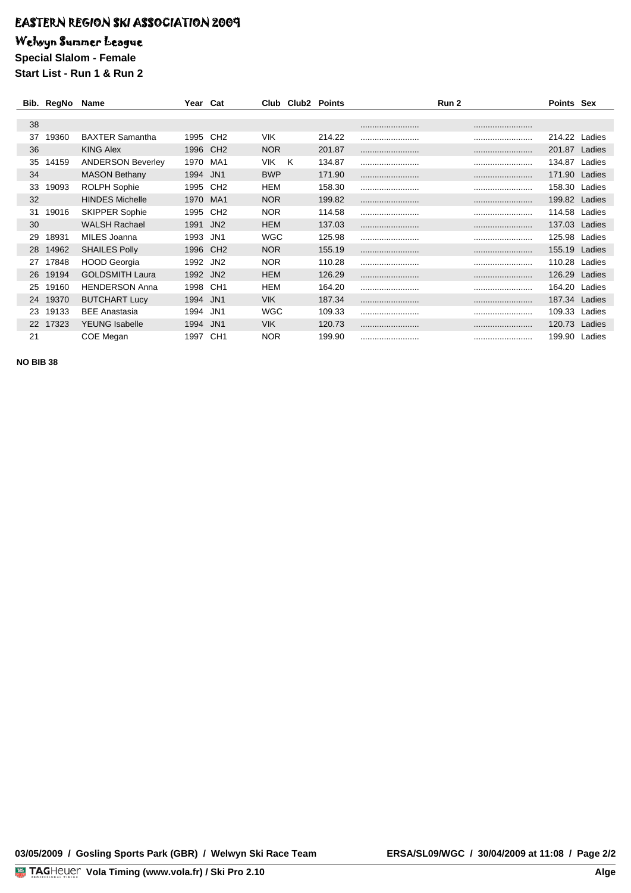# EASTERN REGION SKI ASSOCIATION 2009

## Welwyn Summer League

**Special Slalom - Female**

**Start List - Run 1 & Run 2**

| Bib. | RegNo | Name | Year | Cat | Club | Club2 | Points | | Run 2 | Points | Sex |
|---|---|---|---|---|---|---|---|---|---|---|---|
| 38 | | | | | | | | ......................... | ......................... | | |
| 37 | 19360 | BAXTER Samantha | 1995 | CH2 | VIK | | 214.22 | ......................... | ......................... | 214.22 | Ladies |
| 36 | | KING Alex | 1996 | CH2 | NOR | | 201.87 | ......................... | ......................... | 201.87 | Ladies |
| 35 | 14159 | ANDERSON Beverley | 1970 | MA1 | VIK | K | 134.87 | ......................... | ......................... | 134.87 | Ladies |
| 34 | | MASON Bethany | 1994 | JN1 | BWP | | 171.90 | ......................... | ......................... | 171.90 | Ladies |
| 33 | 19093 | ROLPH Sophie | 1995 | CH2 | HEM | | 158.30 | ......................... | ......................... | 158.30 | Ladies |
| 32 | | HINDES Michelle | 1970 | MA1 | NOR | | 199.82 | ......................... | ......................... | 199.82 | Ladies |
| 31 | 19016 | SKIPPER Sophie | 1995 | CH2 | NOR | | 114.58 | ......................... | ......................... | 114.58 | Ladies |
| 30 | | WALSH Rachael | 1991 | JN2 | HEM | | 137.03 | ......................... | ......................... | 137.03 | Ladies |
| 29 | 18931 | MILES Joanna | 1993 | JN1 | WGC | | 125.98 | ......................... | ......................... | 125.98 | Ladies |
| 28 | 14962 | SHAILES Polly | 1996 | CH2 | NOR | | 155.19 | ......................... | ......................... | 155.19 | Ladies |
| 27 | 17848 | HOOD Georgia | 1992 | JN2 | NOR | | 110.28 | ......................... | ......................... | 110.28 | Ladies |
| 26 | 19194 | GOLDSMITH Laura | 1992 | JN2 | HEM | | 126.29 | ......................... | ......................... | 126.29 | Ladies |
| 25 | 19160 | HENDERSON Anna | 1998 | CH1 | HEM | | 164.20 | ......................... | ......................... | 164.20 | Ladies |
| 24 | 19370 | BUTCHART Lucy | 1994 | JN1 | VIK | | 187.34 | ......................... | ......................... | 187.34 | Ladies |
| 23 | 19133 | BEE Anastasia | 1994 | JN1 | WGC | | 109.33 | ......................... | ......................... | 109.33 | Ladies |
| 22 | 17323 | YEUNG Isabelle | 1994 | JN1 | VIK | | 120.73 | ......................... | ......................... | 120.73 | Ladies |
| 21 | | COE Megan | 1997 | CH1 | NOR | | 199.90 | ......................... | ......................... | 199.90 | Ladies |

**NO BIB 38**

**03/05/2009 / Gosling Sports Park (GBR) / Welwyn Ski Race Team** **ERSA/SL09/WGC / 30/04/2009 at 11:08**

**Vola Timing (www.vola.fr) / Ski Pro 2.10** **Alge**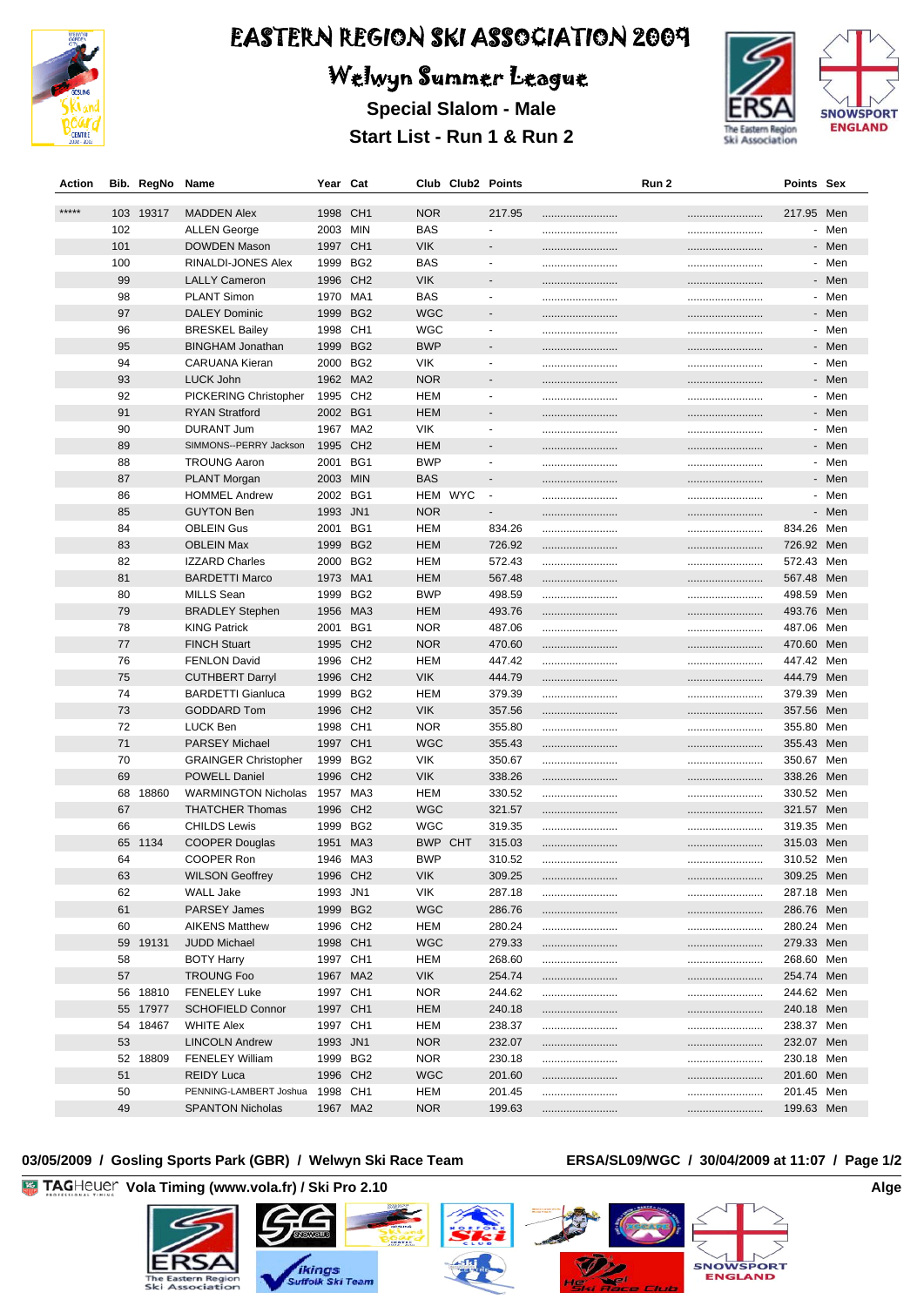# EASTERN REGION SKI ASSOCIATION 2009

## Welwyn Summer League

### Special Slalom - Male

### Start List - Run 1 & Run 2

| Action | Bib. | RegNo | Name | Year | Cat | Club | Club2 | Points | | Run 2 | Points | Sex |
|---|---|---|---|---|---|---|---|---|---|---|---|---|
| ***** | 103 | 19317 | MADDEN Alex | 1998 | CH1 | NOR | | 217.95 | ......................... | ......................... | 217.95 | Men |
| | 102 | | ALLEN George | 2003 | MIN | BAS | | - | ......................... | ......................... | - | Men |
| | 101 | | DOWDEN Mason | 1997 | CH1 | VIK | | - | ......................... | ......................... | - | Men |
| | 100 | | RINALDI-JONES Alex | 1999 | BG2 | BAS | | - | ......................... | ......................... | - | Men |
| | 99 | | LALLY Cameron | 1996 | CH2 | VIK | | - | ......................... | ......................... | - | Men |
| | 98 | | PLANT Simon | 1970 | MA1 | BAS | | - | ......................... | ......................... | - | Men |
| | 97 | | DALEY Dominic | 1999 | BG2 | WGC | | - | ......................... | ......................... | - | Men |
| | 96 | | BRESKEL Bailey | 1998 | CH1 | WGC | | - | ......................... | ......................... | - | Men |
| | 95 | | BINGHAM Jonathan | 1999 | BG2 | BWP | | - | ......................... | ......................... | - | Men |
| | 94 | | CARUANA Kieran | 2000 | BG2 | VIK | | - | ......................... | ......................... | - | Men |
| | 93 | | LUCK John | 1962 | MA2 | NOR | | - | ......................... | ......................... | - | Men |
| | 92 | | PICKERING Christopher | 1995 | CH2 | HEM | | - | ......................... | ......................... | - | Men |
| | 91 | | RYAN Stratford | 2002 | BG1 | HEM | | - | ......................... | ......................... | - | Men |
| | 90 | | DURANT Jum | 1967 | MA2 | VIK | | - | ......................... | ......................... | - | Men |
| | 89 | | SIMMONS--PERRY Jackson | 1995 | CH2 | HEM | | - | ......................... | ......................... | - | Men |
| | 88 | | TROUNG Aaron | 2001 | BG1 | BWP | | - | ......................... | ......................... | - | Men |
| | 87 | | PLANT Morgan | 2003 | MIN | BAS | | - | ......................... | ......................... | - | Men |
| | 86 | | HOMMEL Andrew | 2002 | BG1 | HEM | WYC | - | ......................... | ......................... | - | Men |
| | 85 | | GUYTON Ben | 1993 | JN1 | NOR | | - | ......................... | ......................... | - | Men |
| | 84 | | OBLEIN Gus | 2001 | BG1 | HEM | | 834.26 | ......................... | ......................... | 834.26 | Men |
| | 83 | | OBLEIN Max | 1999 | BG2 | HEM | | 726.92 | ......................... | ......................... | 726.92 | Men |
| | 82 | | IZZARD Charles | 2000 | BG2 | HEM | | 572.43 | ......................... | ......................... | 572.43 | Men |
| | 81 | | BARDETTI Marco | 1973 | MA1 | HEM | | 567.48 | ......................... | ......................... | 567.48 | Men |
| | 80 | | MILLS Sean | 1999 | BG2 | BWP | | 498.59 | ......................... | ......................... | 498.59 | Men |
| | 79 | | BRADLEY Stephen | 1956 | MA3 | HEM | | 493.76 | ......................... | ......................... | 493.76 | Men |
| | 78 | | KING Patrick | 2001 | BG1 | NOR | | 487.06 | ......................... | ......................... | 487.06 | Men |
| | 77 | | FINCH Stuart | 1995 | CH2 | NOR | | 470.60 | ......................... | ......................... | 470.60 | Men |
| | 76 | | FENLON David | 1996 | CH2 | HEM | | 447.42 | ......................... | ......................... | 447.42 | Men |
| | 75 | | CUTHBERT Darryl | 1996 | CH2 | VIK | | 444.79 | ......................... | ......................... | 444.79 | Men |
| | 74 | | BARDETTI Gianluca | 1999 | BG2 | HEM | | 379.39 | ......................... | ......................... | 379.39 | Men |
| | 73 | | GODDARD Tom | 1996 | CH2 | VIK | | 357.56 | ......................... | ......................... | 357.56 | Men |
| | 72 | | LUCK Ben | 1998 | CH1 | NOR | | 355.80 | ......................... | ......................... | 355.80 | Men |
| | 71 | | PARSEY Michael | 1997 | CH1 | WGC | | 355.43 | ......................... | ......................... | 355.43 | Men |
| | 70 | | GRAINGER Christopher | 1999 | BG2 | VIK | | 350.67 | ......................... | ......................... | 350.67 | Men |
| | 69 | | POWELL Daniel | 1996 | CH2 | VIK | | 338.26 | ......................... | ......................... | 338.26 | Men |
| | 68 | 18860 | WARMINGTON Nicholas | 1957 | MA3 | HEM | | 330.52 | ......................... | ......................... | 330.52 | Men |
| | 67 | | THATCHER Thomas | 1996 | CH2 | WGC | | 321.57 | ......................... | ......................... | 321.57 | Men |
| | 66 | | CHILDS Lewis | 1999 | BG2 | WGC | | 319.35 | ......................... | ......................... | 319.35 | Men |
| | 65 | 1134 | COOPER Douglas | 1951 | MA3 | BWP | CHT | 315.03 | ......................... | ......................... | 315.03 | Men |
| | 64 | | COOPER Ron | 1946 | MA3 | BWP | | 310.52 | ......................... | ......................... | 310.52 | Men |
| | 63 | | WILSON Geoffrey | 1996 | CH2 | VIK | | 309.25 | ......................... | ......................... | 309.25 | Men |
| | 62 | | WALL Jake | 1993 | JN1 | VIK | | 287.18 | ......................... | ......................... | 287.18 | Men |
| | 61 | | PARSEY James | 1999 | BG2 | WGC | | 286.76 | ......................... | ......................... | 286.76 | Men |
| | 60 | | AIKENS Matthew | 1996 | CH2 | HEM | | 280.24 | ......................... | ......................... | 280.24 | Men |
| | 59 | 19131 | JUDD Michael | 1998 | CH1 | WGC | | 279.33 | ......................... | ......................... | 279.33 | Men |
| | 58 | | BOTY Harry | 1997 | CH1 | HEM | | 268.60 | ......................... | ......................... | 268.60 | Men |
| | 57 | | TROUNG Foo | 1967 | MA2 | VIK | | 254.74 | ......................... | ......................... | 254.74 | Men |
| | 56 | 18810 | FENELEY Luke | 1997 | CH1 | NOR | | 244.62 | ......................... | ......................... | 244.62 | Men |
| | 55 | 17977 | SCHOFIELD Connor | 1997 | CH1 | HEM | | 240.18 | ......................... | ......................... | 240.18 | Men |
| | 54 | 18467 | WHITE Alex | 1997 | CH1 | HEM | | 238.37 | ......................... | ......................... | 238.37 | Men |
| | 53 | | LINCOLN Andrew | 1993 | JN1 | NOR | | 232.07 | ......................... | ......................... | 232.07 | Men |
| | 52 | 18809 | FENELEY William | 1999 | BG2 | NOR | | 230.18 | ......................... | ......................... | 230.18 | Men |
| | 51 | | REIDY Luca | 1996 | CH2 | WGC | | 201.60 | ......................... | ......................... | 201.60 | Men |
| | 50 | | PENNING-LAMBERT Joshua | 1998 | CH1 | HEM | | 201.45 | ......................... | ......................... | 201.45 | Men |
| | 49 | | SPANTON Nicholas | 1967 | MA2 | NOR | | 199.63 | ......................... | ......................... | 199.63 | Men |

**03/05/2009 / Gosling Sports Park (GBR) / Welwyn Ski Race Team** **ERSA/SL09/WGC / 30/04/2009 at 11:07 / Page 1/2**

TAGHeuer Vola Timing (www.vola.fr) / Ski Pro 2.10 Alge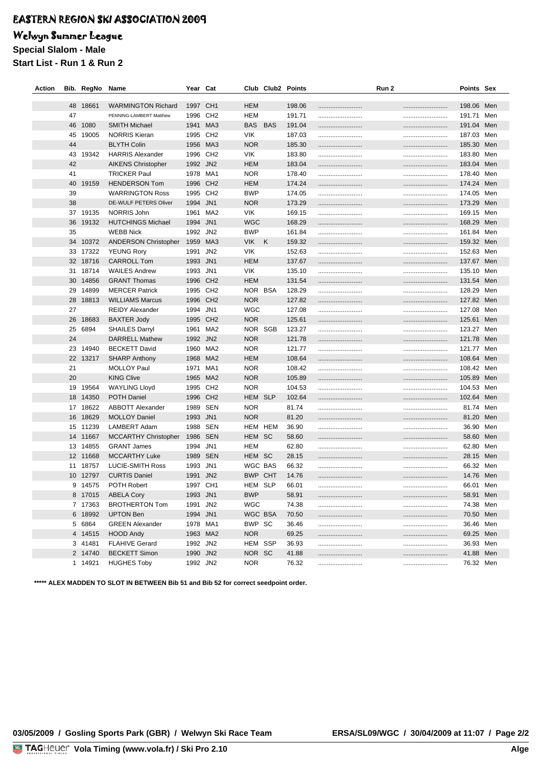# EASTERN REGION SKI ASSOCIATION 2009

## Welwyn Summer League

**Special Slalom - Male**

**Start List - Run 1 & Run 2**

| Action | Bib. | RegNo | Name | Year | Cat | Club | Club2 | Points | | Run 2 | | Points | Sex |
|---|---|---|---|---|---|---|---|---|---|---|---|---|---|
| | 48 | 18661 | WARMINGTON Richard | 1997 | CH1 | HEM | | 198.06 | ......................... | | ......................... | 198.06 | Men |
| | 47 | | PENNING-LAMBERT Matthew | 1996 | CH2 | HEM | | 191.71 | ......................... | | ......................... | 191.71 | Men |
| | 46 | 1080 | SMITH Michael | 1941 | MA3 | BAS | BAS | 191.04 | ......................... | | ......................... | 191.04 | Men |
| | 45 | 19005 | NORRIS Kieran | 1995 | CH2 | VIK | | 187.03 | ......................... | | ......................... | 187.03 | Men |
| | 44 | | BLYTH Colin | 1956 | MA3 | NOR | | 185.30 | ......................... | | ......................... | 185.30 | Men |
| | 43 | 19342 | HARRIS Alexander | 1996 | CH2 | VIK | | 183.80 | ......................... | | ......................... | 183.80 | Men |
| | 42 | | AIKENS Christopher | 1992 | JN2 | HEM | | 183.04 | ......................... | | ......................... | 183.04 | Men |
| | 41 | | TRICKER Paul | 1978 | MA1 | NOR | | 178.40 | ......................... | | ......................... | 178.40 | Men |
| | 40 | 19159 | HENDERSON Tom | 1996 | CH2 | HEM | | 174.24 | ......................... | | ......................... | 174.24 | Men |
| | 39 | | WARRINGTON Ross | 1995 | CH2 | BWP | | 174.05 | ......................... | | ......................... | 174.05 | Men |
| | 38 | | DE-WULF PETERS Oliver | 1994 | JN1 | NOR | | 173.29 | ......................... | | ......................... | 173.29 | Men |
| | 37 | 19135 | NORRIS John | 1961 | MA2 | VIK | | 169.15 | ......................... | | ......................... | 169.15 | Men |
| | 36 | 19132 | HUTCHINGS Michael | 1994 | JN1 | WGC | | 168.29 | ......................... | | ......................... | 168.29 | Men |
| | 35 | | WEBB Nick | 1992 | JN2 | BWP | | 161.84 | ......................... | | ......................... | 161.84 | Men |
| | 34 | 10372 | ANDERSON Christopher | 1959 | MA3 | VIK | K | 159.32 | ......................... | | ......................... | 159.32 | Men |
| | 33 | 17322 | YEUNG Rory | 1991 | JN2 | VIK | | 152.63 | ......................... | | ......................... | 152.63 | Men |
| | 32 | 18716 | CARROLL Tom | 1993 | JN1 | HEM | | 137.67 | ......................... | | ......................... | 137.67 | Men |
| | 31 | 18714 | WAILES Andrew | 1993 | JN1 | VIK | | 135.10 | ......................... | | ......................... | 135.10 | Men |
| | 30 | 14856 | GRANT Thomas | 1996 | CH2 | HEM | | 131.54 | ......................... | | ......................... | 131.54 | Men |
| | 29 | 14899 | MERCER Patrick | 1995 | CH2 | NOR | BSA | 128.29 | ......................... | | ......................... | 128.29 | Men |
| | 28 | 18813 | WILLIAMS Marcus | 1996 | CH2 | NOR | | 127.82 | ......................... | | ......................... | 127.82 | Men |
| | 27 | | REIDY Alexander | 1994 | JN1 | WGC | | 127.08 | ......................... | | ......................... | 127.08 | Men |
| | 26 | 18683 | BAXTER Jody | 1995 | CH2 | NOR | | 125.61 | ......................... | | ......................... | 125.61 | Men |
| | 25 | 6894 | SHAILES Darryl | 1961 | MA2 | NOR | SGB | 123.27 | ......................... | | ......................... | 123.27 | Men |
| | 24 | | DARRELL Mathew | 1992 | JN2 | NOR | | 121.78 | ......................... | | ......................... | 121.78 | Men |
| | 23 | 14940 | BECKETT David | 1960 | MA2 | NOR | | 121.77 | ......................... | | ......................... | 121.77 | Men |
| | 22 | 13217 | SHARP Anthony | 1968 | MA2 | HEM | | 108.64 | ......................... | | ......................... | 108.64 | Men |
| | 21 | | MOLLOY Paul | 1971 | MA1 | NOR | | 108.42 | ......................... | | ......................... | 108.42 | Men |
| | 20 | | KING Clive | 1965 | MA2 | NOR | | 105.89 | ......................... | | ......................... | 105.89 | Men |
| | 19 | 19564 | WAYLING Lloyd | 1995 | CH2 | NOR | | 104.53 | ......................... | | ......................... | 104.53 | Men |
| | 18 | 14350 | POTH Daniel | 1996 | CH2 | HEM | SLP | 102.64 | ......................... | | ......................... | 102.64 | Men |
| | 17 | 18622 | ABBOTT Alexander | 1989 | SEN | NOR | | 81.74 | ......................... | | ......................... | 81.74 | Men |
| | 16 | 18629 | MOLLOY Daniel | 1993 | JN1 | NOR | | 81.20 | ......................... | | ......................... | 81.20 | Men |
| | 15 | 11239 | LAMBERT Adam | 1988 | SEN | HEM | HEM | 36.90 | ......................... | | ......................... | 36.90 | Men |
| | 14 | 11667 | MCCARTHY Christopher | 1986 | SEN | HEM | SC | 58.60 | ......................... | | ......................... | 58.60 | Men |
| | 13 | 14855 | GRANT James | 1994 | JN1 | HEM | | 62.80 | ......................... | | ......................... | 62.80 | Men |
| | 12 | 11668 | MCCARTHY Luke | 1989 | SEN | HEM | SC | 28.15 | ......................... | | ......................... | 28.15 | Men |
| | 11 | 18757 | LUCIE-SMITH Ross | 1993 | JN1 | WGC | BAS | 66.32 | ......................... | | ......................... | 66.32 | Men |
| | 10 | 12797 | CURTIS Daniel | 1991 | JN2 | BWP | CHT | 14.76 | ......................... | | ......................... | 14.76 | Men |
| | 9 | 14575 | POTH Robert | 1997 | CH1 | HEM | SLP | 66.01 | ......................... | | ......................... | 66.01 | Men |
| | 8 | 17015 | ABELA Cory | 1993 | JN1 | BWP | | 58.91 | ......................... | | ......................... | 58.91 | Men |
| | 7 | 17363 | BROTHERTON Tom | 1991 | JN2 | WGC | | 74.38 | ......................... | | ......................... | 74.38 | Men |
| | 6 | 18992 | UPTON Ben | 1994 | JN1 | WGC | BSA | 70.50 | ......................... | | ......................... | 70.50 | Men |
| | 5 | 6864 | GREEN Alexander | 1978 | MA1 | BWP | SC | 36.46 | ......................... | | ......................... | 36.46 | Men |
| | 4 | 14515 | HOOD Andy | 1963 | MA2 | NOR | | 69.25 | ......................... | | ......................... | 69.25 | Men |
| | 3 | 41481 | FLAHIVE Gerard | 1992 | JN2 | HEM | SSP | 36.93 | ......................... | | ......................... | 36.93 | Men |
| | 2 | 14740 | BECKETT Simon | 1990 | JN2 | NOR | SC | 41.88 | ......................... | | ......................... | 41.88 | Men |
| | 1 | 14921 | HUGHES Toby | 1992 | JN2 | NOR | | 76.32 | ......................... | | ......................... | 76.32 | Men |

**\*\*\*\*\* ALEX MADDEN TO SLOT IN BETWEEN Bib 51 and Bib 52 for correct seedpoint order.**

**03/05/2009 / Gosling Sports Park (GBR) / Welwyn Ski Race Team    ERSA/SL09/WGC / 30/04/2009 at 11:07**